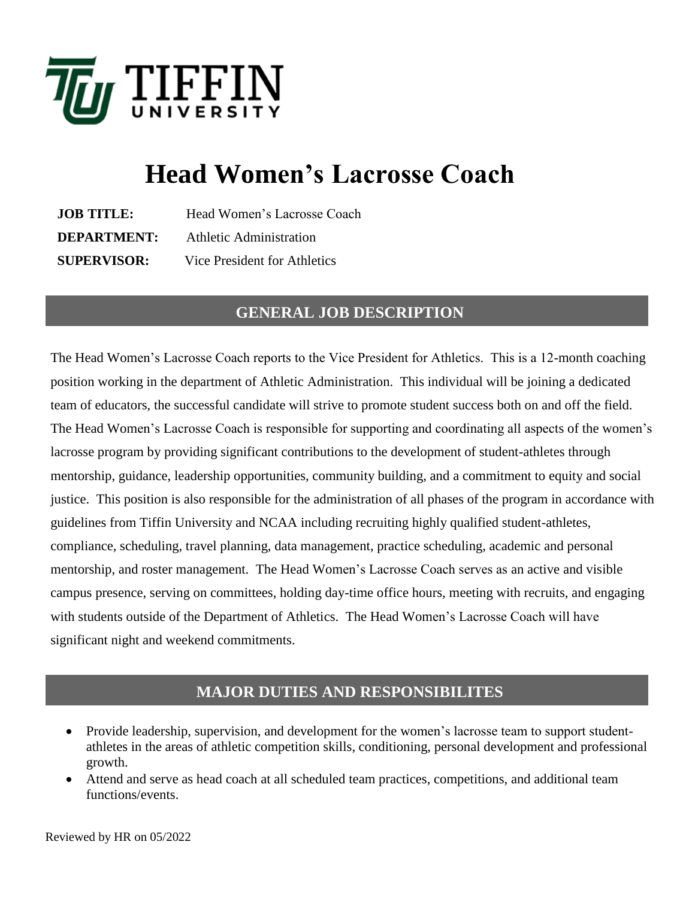# Head Women's Lacrosse Coach

**JOB TITLE:** Head Women's Lacrosse Coach
**DEPARTMENT:** Athletic Administration
**SUPERVISOR:** Vice President for Athletics

## GENERAL JOB DESCRIPTION

The Head Women's Lacrosse Coach reports to the Vice President for Athletics. This is a 12-month coaching position working in the department of Athletic Administration. This individual will be joining a dedicated team of educators, the successful candidate will strive to promote student success both on and off the field. The Head Women's Lacrosse Coach is responsible for supporting and coordinating all aspects of the women's lacrosse program by providing significant contributions to the development of student-athletes through mentorship, guidance, leadership opportunities, community building, and a commitment to equity and social justice. This position is also responsible for the administration of all phases of the program in accordance with guidelines from Tiffin University and NCAA including recruiting highly qualified student-athletes, compliance, scheduling, travel planning, data management, practice scheduling, academic and personal mentorship, and roster management. The Head Women's Lacrosse Coach serves as an active and visible campus presence, serving on committees, holding day-time office hours, meeting with recruits, and engaging with students outside of the Department of Athletics. The Head Women's Lacrosse Coach will have significant night and weekend commitments.

## MAJOR DUTIES AND RESPONSIBILITES

- Provide leadership, supervision, and development for the women's lacrosse team to support student-athletes in the areas of athletic competition skills, conditioning, personal development and professional growth.
- Attend and serve as head coach at all scheduled team practices, competitions, and additional team functions/events.

Reviewed by HR on 05/2022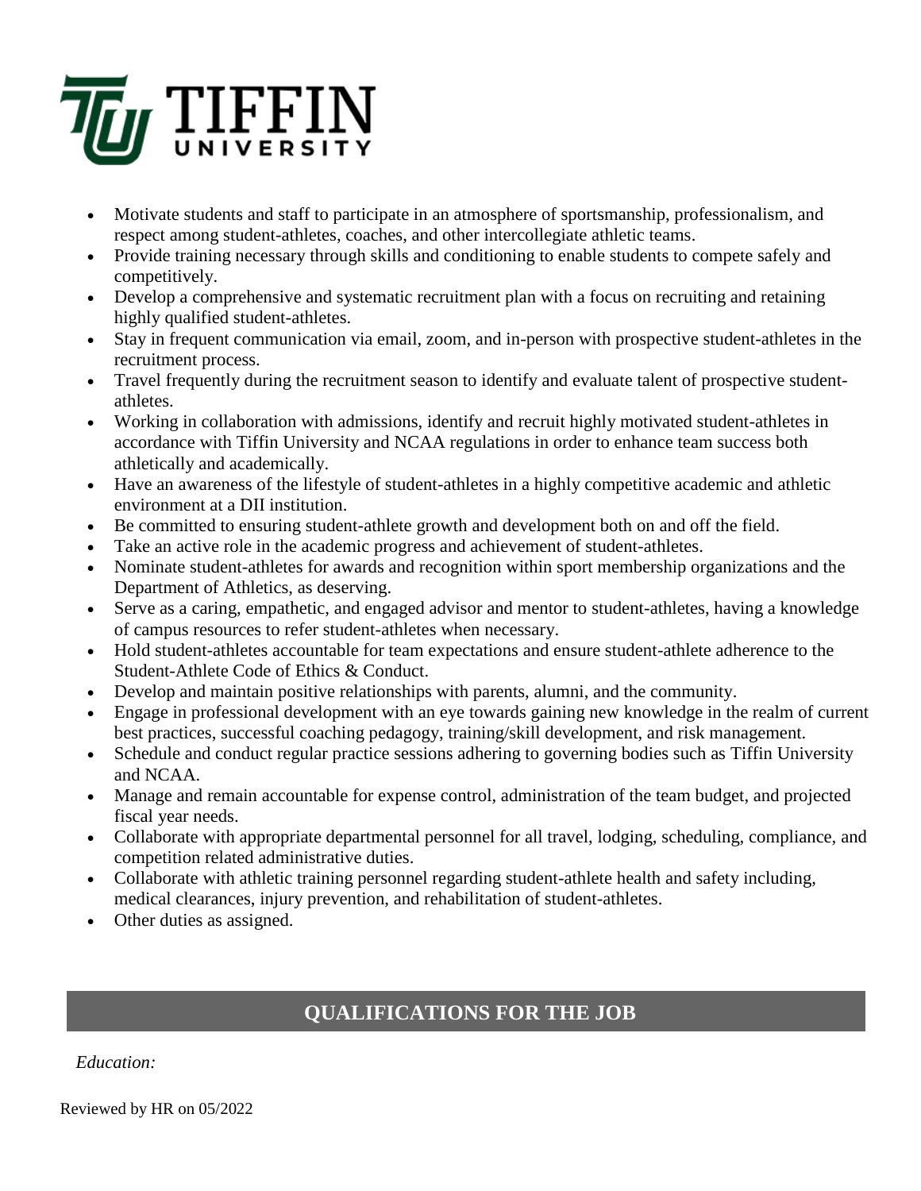- Motivate students and staff to participate in an atmosphere of sportsmanship, professionalism, and respect among student-athletes, coaches, and other intercollegiate athletic teams.
- Provide training necessary through skills and conditioning to enable students to compete safely and competitively.
- Develop a comprehensive and systematic recruitment plan with a focus on recruiting and retaining highly qualified student-athletes.
- Stay in frequent communication via email, zoom, and in-person with prospective student-athletes in the recruitment process.
- Travel frequently during the recruitment season to identify and evaluate talent of prospective student-athletes.
- Working in collaboration with admissions, identify and recruit highly motivated student-athletes in accordance with Tiffin University and NCAA regulations in order to enhance team success both athletically and academically.
- Have an awareness of the lifestyle of student-athletes in a highly competitive academic and athletic environment at a DII institution.
- Be committed to ensuring student-athlete growth and development both on and off the field.
- Take an active role in the academic progress and achievement of student-athletes.
- Nominate student-athletes for awards and recognition within sport membership organizations and the Department of Athletics, as deserving.
- Serve as a caring, empathetic, and engaged advisor and mentor to student-athletes, having a knowledge of campus resources to refer student-athletes when necessary.
- Hold student-athletes accountable for team expectations and ensure student-athlete adherence to the Student-Athlete Code of Ethics & Conduct.
- Develop and maintain positive relationships with parents, alumni, and the community.
- Engage in professional development with an eye towards gaining new knowledge in the realm of current best practices, successful coaching pedagogy, training/skill development, and risk management.
- Schedule and conduct regular practice sessions adhering to governing bodies such as Tiffin University and NCAA.
- Manage and remain accountable for expense control, administration of the team budget, and projected fiscal year needs.
- Collaborate with appropriate departmental personnel for all travel, lodging, scheduling, compliance, and competition related administrative duties.
- Collaborate with athletic training personnel regarding student-athlete health and safety including, medical clearances, injury prevention, and rehabilitation of student-athletes.
- Other duties as assigned.

## QUALIFICATIONS FOR THE JOB

*Education:*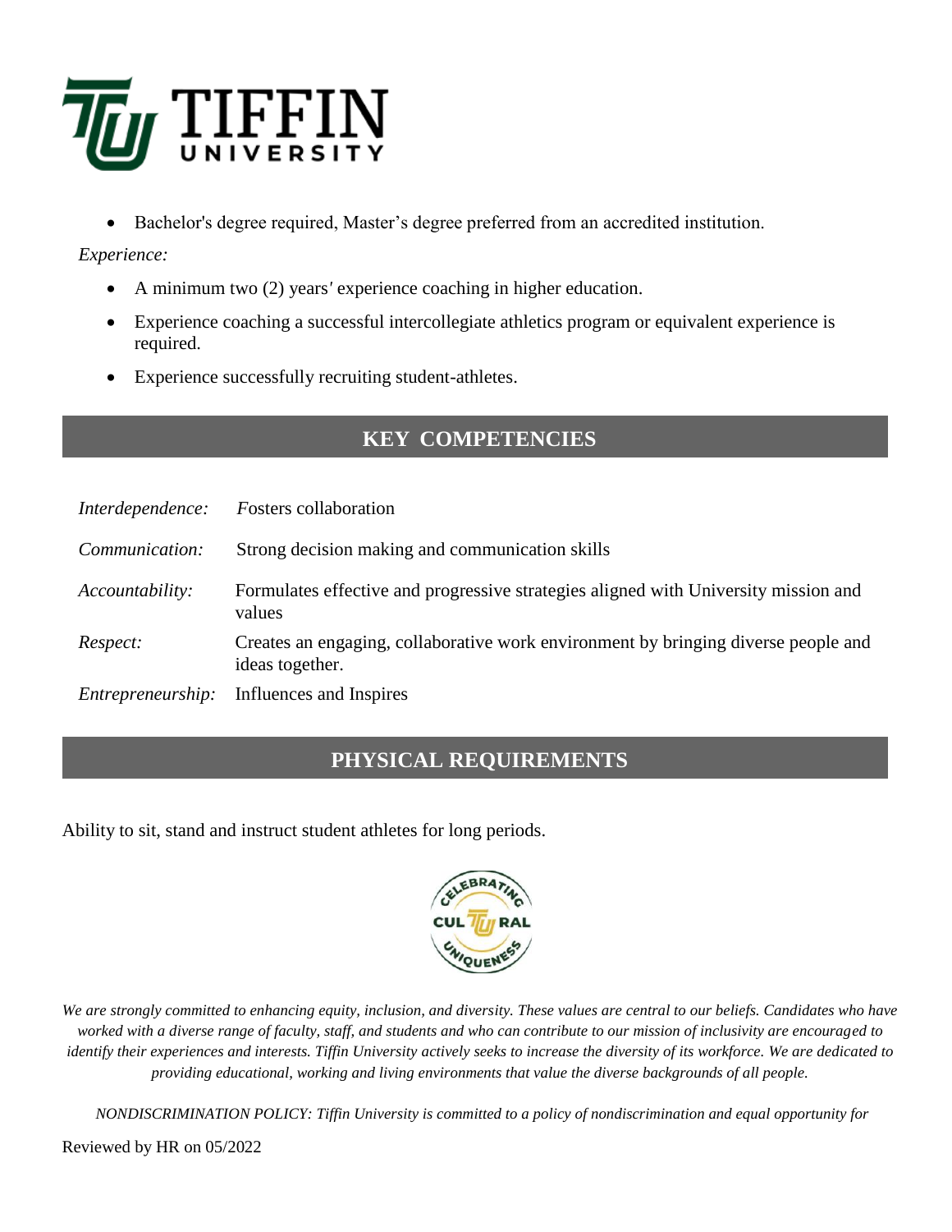- Bachelor's degree required, Master's degree preferred from an accredited institution.

*Experience:*

- A minimum two (2) years' experience coaching in higher education.
- Experience coaching a successful intercollegiate athletics program or equivalent experience is required.
- Experience successfully recruiting student-athletes.

## KEY COMPETENCIES

| | |
|---|---|
| *Interdependence:* | *F*osters collaboration |
| *Communication:* | Strong decision making and communication skills |
| *Accountability:* | Formulates effective and progressive strategies aligned with University mission and values |
| *Respect:* | Creates an engaging, collaborative work environment by bringing diverse people and ideas together. |
| *Entrepreneurship:* | Influences and Inspires |

## PHYSICAL REQUIREMENTS

Ability to sit, stand and instruct student athletes for long periods.

*We are strongly committed to enhancing equity, inclusion, and diversity. These values are central to our beliefs. Candidates who have worked with a diverse range of faculty, staff, and students and who can contribute to our mission of inclusivity are encouraged to identify their experiences and interests. Tiffin University actively seeks to increase the diversity of its workforce. We are dedicated to providing educational, working and living environments that value the diverse backgrounds of all people.*

*NONDISCRIMINATION POLICY: Tiffin University is committed to a policy of nondiscrimination and equal opportunity for*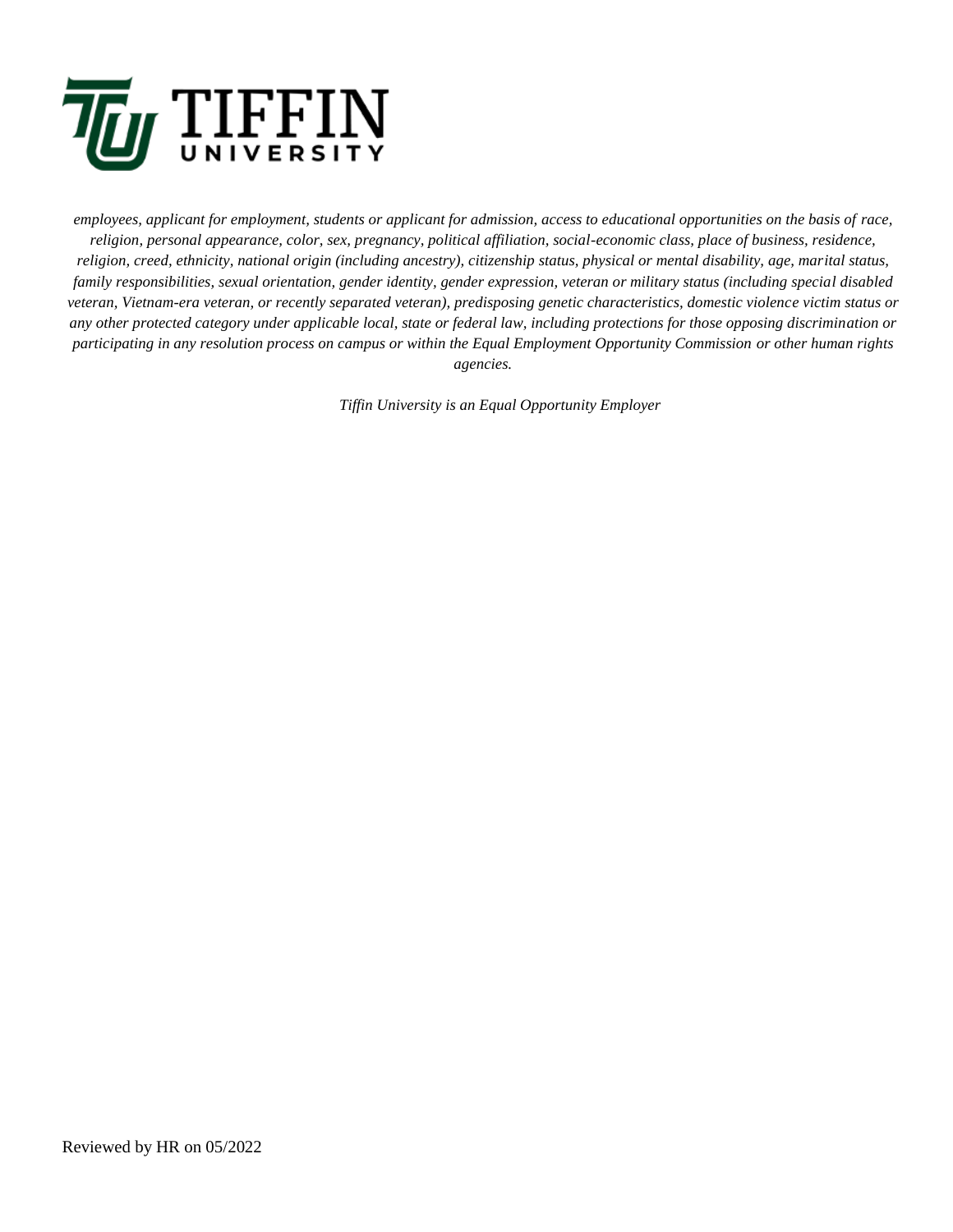*employees, applicant for employment, students or applicant for admission, access to educational opportunities on the basis of race, religion, personal appearance, color, sex, pregnancy, political affiliation, social-economic class, place of business, residence, religion, creed, ethnicity, national origin (including ancestry), citizenship status, physical or mental disability, age, marital status, family responsibilities, sexual orientation, gender identity, gender expression, veteran or military status (including special disabled veteran, Vietnam-era veteran, or recently separated veteran), predisposing genetic characteristics, domestic violence victim status or any other protected category under applicable local, state or federal law, including protections for those opposing discrimination or participating in any resolution process on campus or within the Equal Employment Opportunity Commission or other human rights agencies.*

*Tiffin University is an Equal Opportunity Employer*

Reviewed by HR on 05/2022